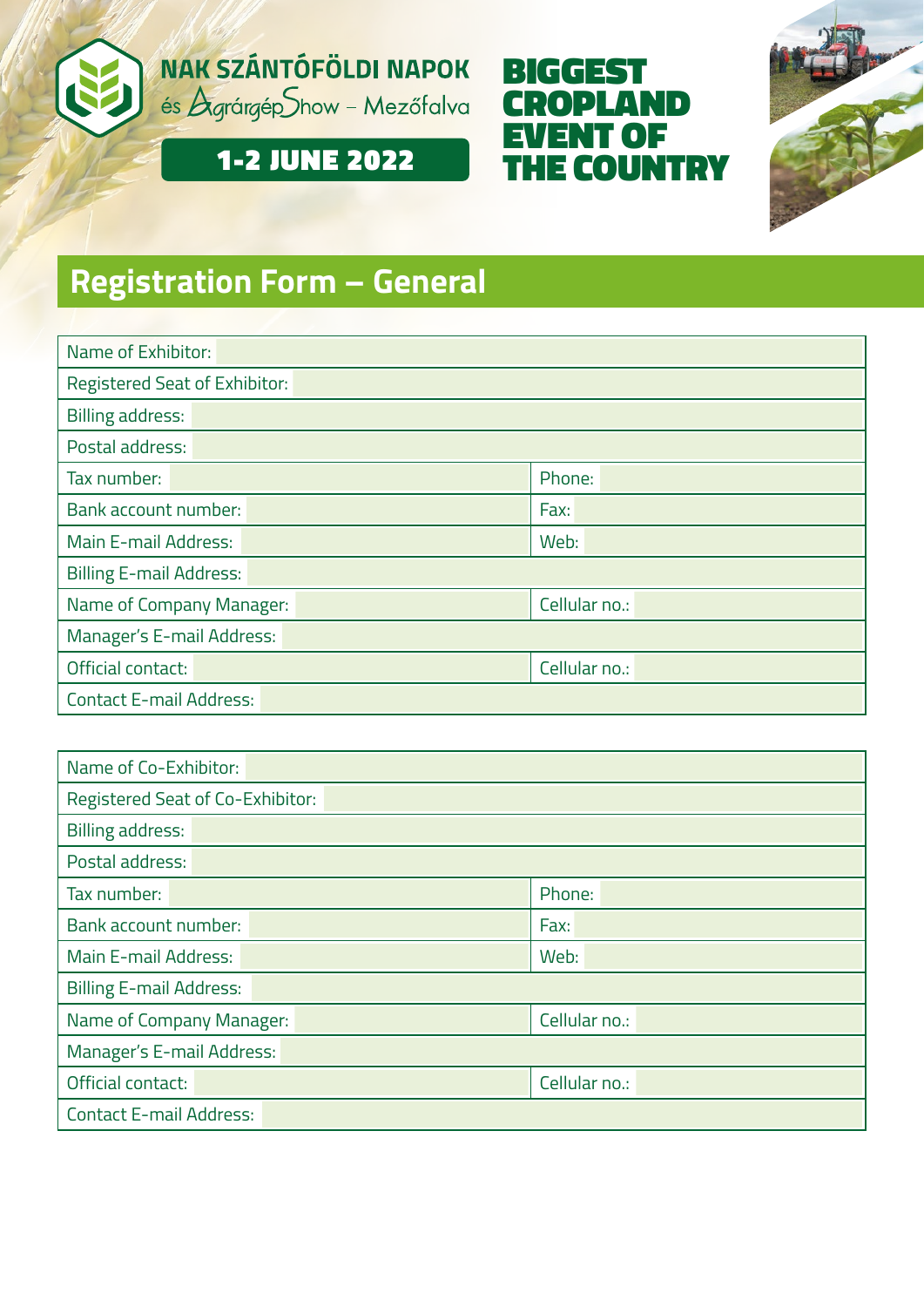NAK SZÁNTÓFÖLDI NAPOK
és AgrárgépShow – Mezőfalva

1-2 JUNE 2022

BIGGEST CROPLAND EVENT OF THE COUNTRY

## Registration Form – General

| Name of Exhibitor: | |
|---|---|
| Registered Seat of Exhibitor: | |
| Billing address: | |
| Postal address: | |
| Tax number: | Phone: |
| Bank account number: | Fax: |
| Main E-mail Address: | Web: |
| Billing E-mail Address: | |
| Name of Company Manager: | Cellular no.: |
| Manager's E-mail Address: | |
| Official contact: | Cellular no.: |
| Contact E-mail Address: | |

| Name of Co-Exhibitor: | |
|---|---|
| Registered Seat of Co-Exhibitor: | |
| Billing address: | |
| Postal address: | |
| Tax number: | Phone: |
| Bank account number: | Fax: |
| Main E-mail Address: | Web: |
| Billing E-mail Address: | |
| Name of Company Manager: | Cellular no.: |
| Manager's E-mail Address: | |
| Official contact: | Cellular no.: |
| Contact E-mail Address: | |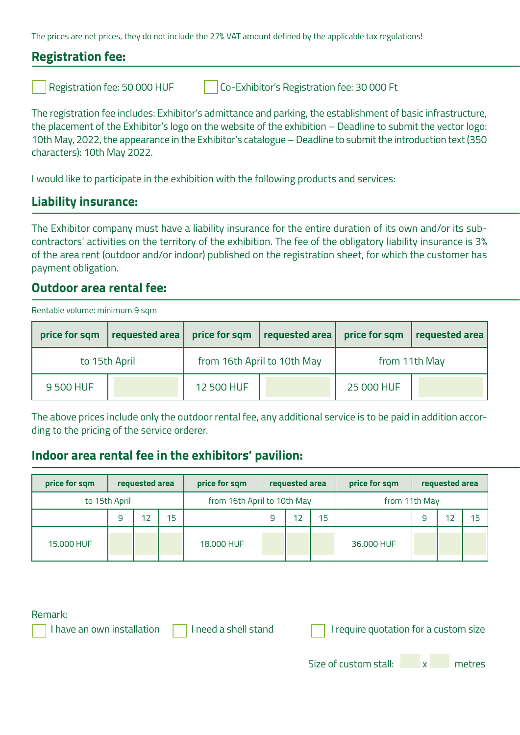The prices are net prices, they do not include the 27% VAT amount defined by the applicable tax regulations!

## Registration fee:

☐ Registration fee: 50 000 HUF ☐ Co-Exhibitor's Registration fee: 30 000 Ft

The registration fee includes: Exhibitor's admittance and parking, the establishment of basic infrastructure, the placement of the Exhibitor's logo on the website of the exhibition – Deadline to submit the vector logo: 10th May, 2022, the appearance in the Exhibitor's catalogue – Deadline to submit the introduction text (350 characters): 10th May 2022.

I would like to participate in the exhibition with the following products and services:

## Liability insurance:

The Exhibitor company must have a liability insurance for the entire duration of its own and/or its sub-contractors' activities on the territory of the exhibition. The fee of the obligatory liability insurance is 3% of the area rent (outdoor and/or indoor) published on the registration sheet, for which the customer has payment obligation.

## Outdoor area rental fee:

Rentable volume: minimum 9 sqm

| price for sqm | requested area | price for sqm | requested area | price for sqm | requested area |
|---|---|---|---|---|---|
| to 15th April | | from 16th April to 10th May | | from 11th May | |
| 9 500 HUF | | 12 500 HUF | | 25 000 HUF | |

The above prices include only the outdoor rental fee, any additional service is to be paid in addition according to the pricing of the service orderer.

## Indoor area rental fee in the exhibitors' pavilion:

| price for sqm | requested area | | | price for sqm | requested area | | | price for sqm | requested area | | |
|---|---|---|---|---|---|---|---|---|---|---|---|
| to 15th April | | | | from 16th April to 10th May | | | | from 11th May | | | |
| | 9 | 12 | 15 | | 9 | 12 | 15 | | 9 | 12 | 15 |
| 15.000 HUF | | | | 18.000 HUF | | | | 36.000 HUF | | | |

Remark:

☐ I have an own installation ☐ I need a shell stand ☐ I require quotation for a custom size

Size of custom stall: ____ x ____ metres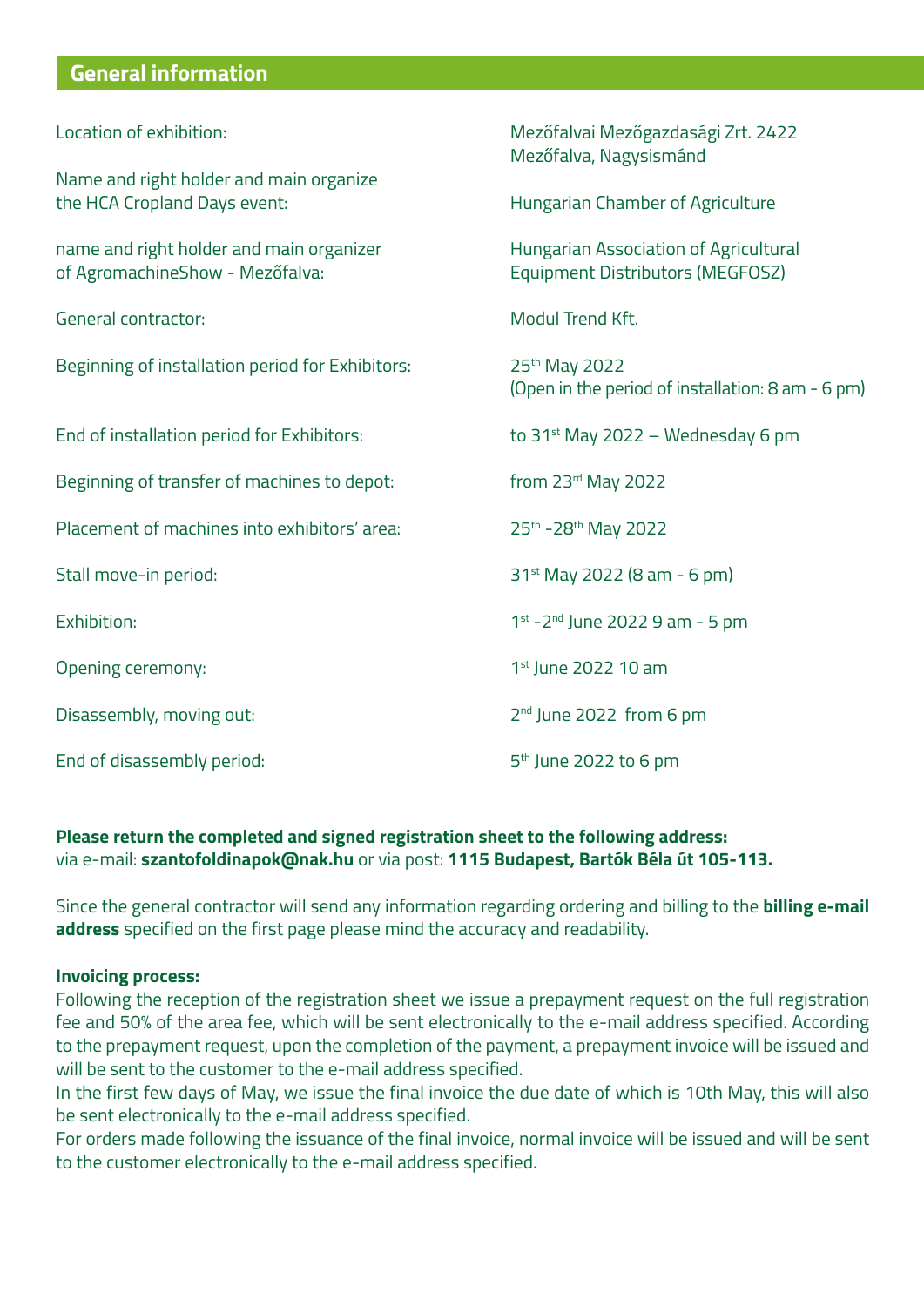## General information

| | |
|---|---|
| Location of exhibition: | Mezőfalvai Mezőgazdasági Zrt. 2422 Mezőfalva, Nagysismánd |
| Name and right holder and main organize the HCA Cropland Days event: | Hungarian Chamber of Agriculture |
| name and right holder and main organizer of AgromachineShow - Mezőfalva: | Hungarian Association of Agricultural Equipment Distributors (MEGFOSZ) |
| General contractor: | Modul Trend Kft. |
| Beginning of installation period for Exhibitors: | 25th May 2022 (Open in the period of installation: 8 am - 6 pm) |
| End of installation period for Exhibitors: | to 31st May 2022 – Wednesday 6 pm |
| Beginning of transfer of machines to depot: | from 23rd May 2022 |
| Placement of machines into exhibitors' area: | 25th -28th May 2022 |
| Stall move-in period: | 31st May 2022 (8 am - 6 pm) |
| Exhibition: | 1st -2nd June 2022 9 am - 5 pm |
| Opening ceremony: | 1st June 2022 10 am |
| Disassembly, moving out: | 2nd June 2022 from 6 pm |
| End of disassembly period: | 5th June 2022 to 6 pm |

**Please return the completed and signed registration sheet to the following address:**
via e-mail: **szantofoldinapok@nak.hu** or via post: **1115 Budapest, Bartók Béla út 105-113.**

Since the general contractor will send any information regarding ordering and billing to the **billing e-mail address** specified on the first page please mind the accuracy and readability.

**Invoicing process:**
Following the reception of the registration sheet we issue a prepayment request on the full registration fee and 50% of the area fee, which will be sent electronically to the e-mail address specified. According to the prepayment request, upon the completion of the payment, a prepayment invoice will be issued and will be sent to the customer to the e-mail address specified.
In the first few days of May, we issue the final invoice the due date of which is 10th May, this will also be sent electronically to the e-mail address specified.
For orders made following the issuance of the final invoice, normal invoice will be issued and will be sent to the customer electronically to the e-mail address specified.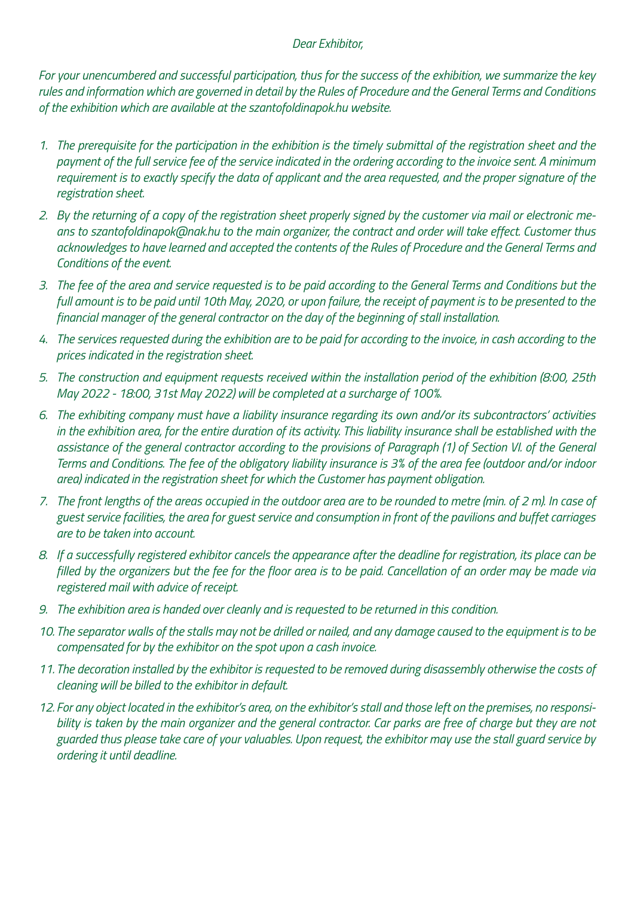*Dear Exhibitor,*

*For your unencumbered and successful participation, thus for the success of the exhibition, we summarize the key rules and information which are governed in detail by the Rules of Procedure and the General Terms and Conditions of the exhibition which are available at the szantofoldinapok.hu website.*

1. *The prerequisite for the participation in the exhibition is the timely submittal of the registration sheet and the payment of the full service fee of the service indicated in the ordering according to the invoice sent. A minimum requirement is to exactly specify the data of applicant and the area requested, and the proper signature of the registration sheet.*
2. *By the returning of a copy of the registration sheet properly signed by the customer via mail or electronic means to szantofoldinapok@nak.hu to the main organizer, the contract and order will take effect. Customer thus acknowledges to have learned and accepted the contents of the Rules of Procedure and the General Terms and Conditions of the event.*
3. *The fee of the area and service requested is to be paid according to the General Terms and Conditions but the full amount is to be paid until 10th May, 2020, or upon failure, the receipt of payment is to be presented to the financial manager of the general contractor on the day of the beginning of stall installation.*
4. *The services requested during the exhibition are to be paid for according to the invoice, in cash according to the prices indicated in the registration sheet.*
5. *The construction and equipment requests received within the installation period of the exhibition (8:00, 25th May 2022 - 18:00, 31st May 2022) will be completed at a surcharge of 100%.*
6. *The exhibiting company must have a liability insurance regarding its own and/or its subcontractors' activities in the exhibition area, for the entire duration of its activity. This liability insurance shall be established with the assistance of the general contractor according to the provisions of Paragraph (1) of Section VI. of the General Terms and Conditions. The fee of the obligatory liability insurance is 3% of the area fee (outdoor and/or indoor area) indicated in the registration sheet for which the Customer has payment obligation.*
7. *The front lengths of the areas occupied in the outdoor area are to be rounded to metre (min. of 2 m). In case of guest service facilities, the area for guest service and consumption in front of the pavilions and buffet carriages are to be taken into account.*
8. *If a successfully registered exhibitor cancels the appearance after the deadline for registration, its place can be filled by the organizers but the fee for the floor area is to be paid. Cancellation of an order may be made via registered mail with advice of receipt.*
9. *The exhibition area is handed over cleanly and is requested to be returned in this condition.*
10. *The separator walls of the stalls may not be drilled or nailed, and any damage caused to the equipment is to be compensated for by the exhibitor on the spot upon a cash invoice.*
11. *The decoration installed by the exhibitor is requested to be removed during disassembly otherwise the costs of cleaning will be billed to the exhibitor in default.*
12. *For any object located in the exhibitor's area, on the exhibitor's stall and those left on the premises, no responsibility is taken by the main organizer and the general contractor. Car parks are free of charge but they are not guarded thus please take care of your valuables. Upon request, the exhibitor may use the stall guard service by ordering it until deadline.*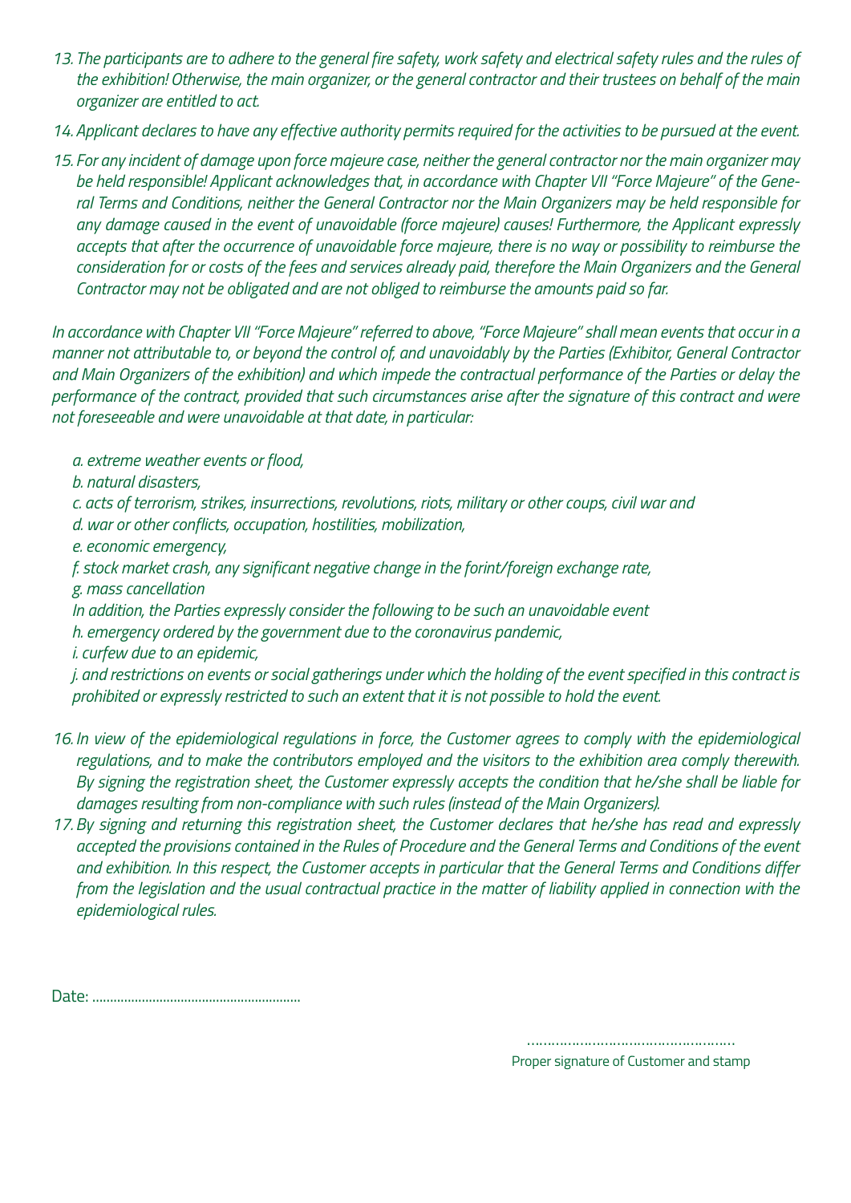*13. The participants are to adhere to the general fire safety, work safety and electrical safety rules and the rules of the exhibition! Otherwise, the main organizer, or the general contractor and their trustees on behalf of the main organizer are entitled to act.*

*14. Applicant declares to have any effective authority permits required for the activities to be pursued at the event.*

*15. For any incident of damage upon force majeure case, neither the general contractor nor the main organizer may be held responsible! Applicant acknowledges that, in accordance with Chapter VII "Force Majeure" of the General Terms and Conditions, neither the General Contractor nor the Main Organizers may be held responsible for any damage caused in the event of unavoidable (force majeure) causes! Furthermore, the Applicant expressly accepts that after the occurrence of unavoidable force majeure, there is no way or possibility to reimburse the consideration for or costs of the fees and services already paid, therefore the Main Organizers and the General Contractor may not be obligated and are not obliged to reimburse the amounts paid so far.*

*In accordance with Chapter VII "Force Majeure" referred to above, "Force Majeure" shall mean events that occur in a manner not attributable to, or beyond the control of, and unavoidably by the Parties (Exhibitor, General Contractor and Main Organizers of the exhibition) and which impede the contractual performance of the Parties or delay the performance of the contract, provided that such circumstances arise after the signature of this contract and were not foreseeable and were unavoidable at that date, in particular:*

*a. extreme weather events or flood,*
*b. natural disasters,*
*c. acts of terrorism, strikes, insurrections, revolutions, riots, military or other coups, civil war and*
*d. war or other conflicts, occupation, hostilities, mobilization,*
*e. economic emergency,*
*f. stock market crash, any significant negative change in the forint/foreign exchange rate,*
*g. mass cancellation*
*In addition, the Parties expressly consider the following to be such an unavoidable event*
*h. emergency ordered by the government due to the coronavirus pandemic,*
*i. curfew due to an epidemic,*
*j. and restrictions on events or social gatherings under which the holding of the event specified in this contract is prohibited or expressly restricted to such an extent that it is not possible to hold the event.*

*16. In view of the epidemiological regulations in force, the Customer agrees to comply with the epidemiological regulations, and to make the contributors employed and the visitors to the exhibition area comply therewith. By signing the registration sheet, the Customer expressly accepts the condition that he/she shall be liable for damages resulting from non-compliance with such rules (instead of the Main Organizers).*

*17. By signing and returning this registration sheet, the Customer declares that he/she has read and expressly accepted the provisions contained in the Rules of Procedure and the General Terms and Conditions of the event and exhibition. In this respect, the Customer accepts in particular that the General Terms and Conditions differ from the legislation and the usual contractual practice in the matter of liability applied in connection with the epidemiological rules.*

Date: ..........................................................

..................................................

Proper signature of Customer and stamp